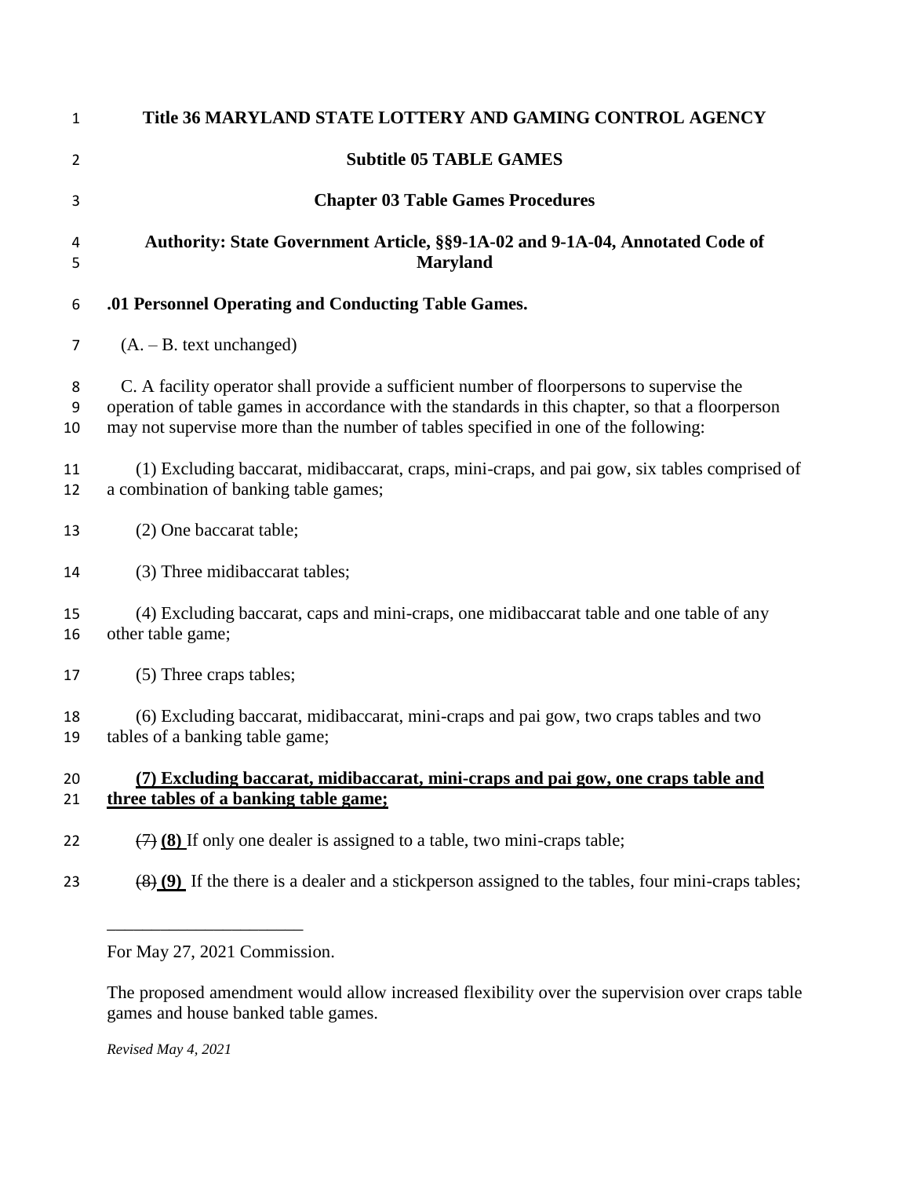# Title 36 MARYLAND STATE LOTTERY AND GAMING CONTROL AGENCY

## Subtitle 05 TABLE GAMES

### Chapter 03 Table Games Procedures

**Authority: State Government Article, §§9-1A-02 and 9-1A-04, Annotated Code of Maryland**

**.01 Personnel Operating and Conducting Table Games.**

(A. – B. text unchanged)

C. A facility operator shall provide a sufficient number of floorpersons to supervise the operation of table games in accordance with the standards in this chapter, so that a floorperson may not supervise more than the number of tables specified in one of the following:

(1) Excluding baccarat, midibaccarat, craps, mini-craps, and pai gow, six tables comprised of a combination of banking table games;

(2) One baccarat table;

(3) Three midibaccarat tables;

(4) Excluding baccarat, caps and mini-craps, one midibaccarat table and one table of any other table game;

(5) Three craps tables;

(6) Excluding baccarat, midibaccarat, mini-craps and pai gow, two craps tables and two tables of a banking table game;

**(7) Excluding baccarat, midibaccarat, mini-craps and pai gow, one craps table and three tables of a banking table game;**

~~(7)~~ **(8)** If only one dealer is assigned to a table, two mini-craps table;

~~(8)~~ **(9)** If the there is a dealer and a stickperson assigned to the tables, four mini-craps tables;

---

For May 27, 2021 Commission.

The proposed amendment would allow increased flexibility over the supervision over craps table games and house banked table games.

*Revised May 4, 2021*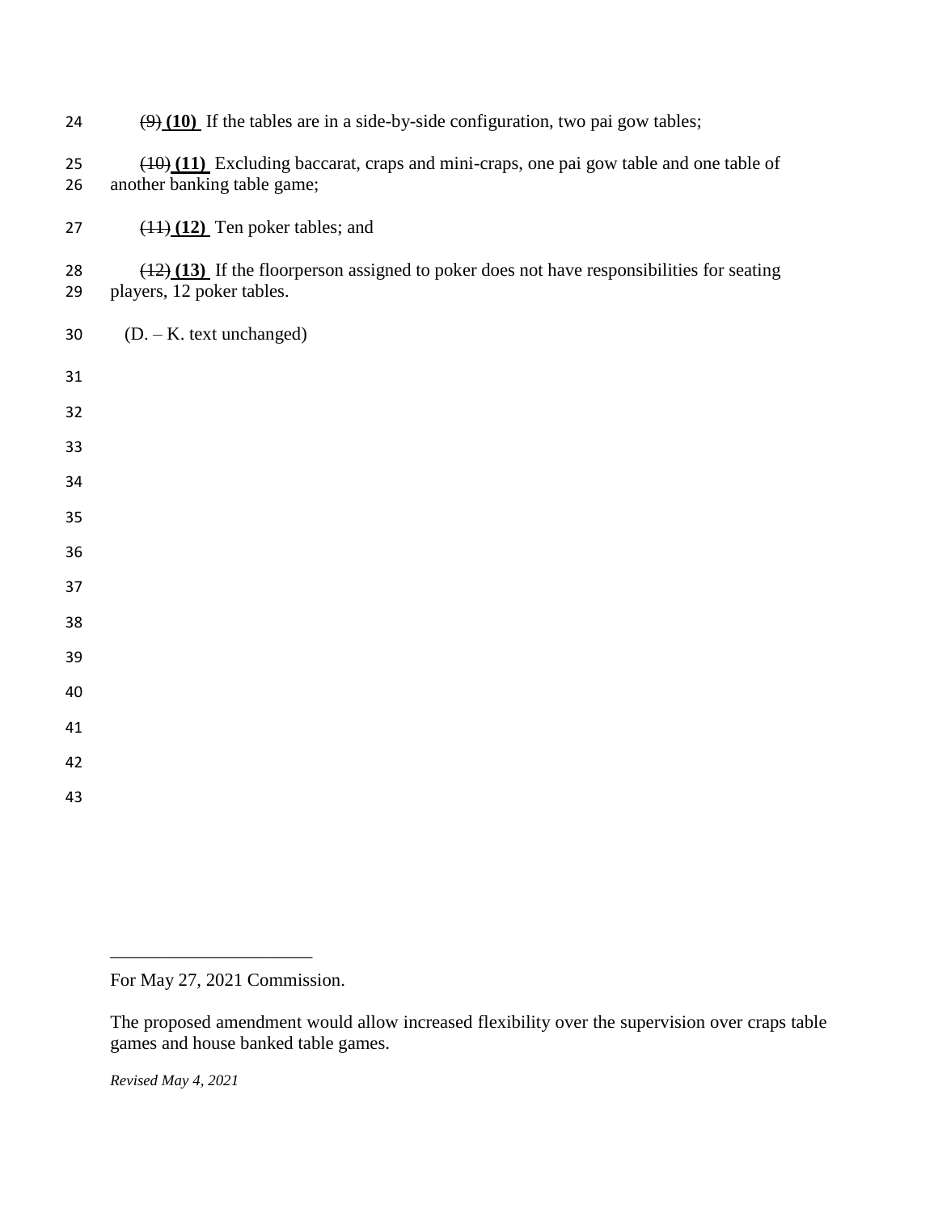~~(9)~~ **(10)** If the tables are in a side-by-side configuration, two pai gow tables;

~~(10)~~ **(11)** Excluding baccarat, craps and mini-craps, one pai gow table and one table of another banking table game;

~~(11)~~ **(12)** Ten poker tables; and

~~(12)~~ **(13)** If the floorperson assigned to poker does not have responsibilities for seating players, 12 poker tables.

(D. – K. text unchanged)

---

For May 27, 2021 Commission.

The proposed amendment would allow increased flexibility over the supervision over craps table games and house banked table games.

*Revised May 4, 2021*